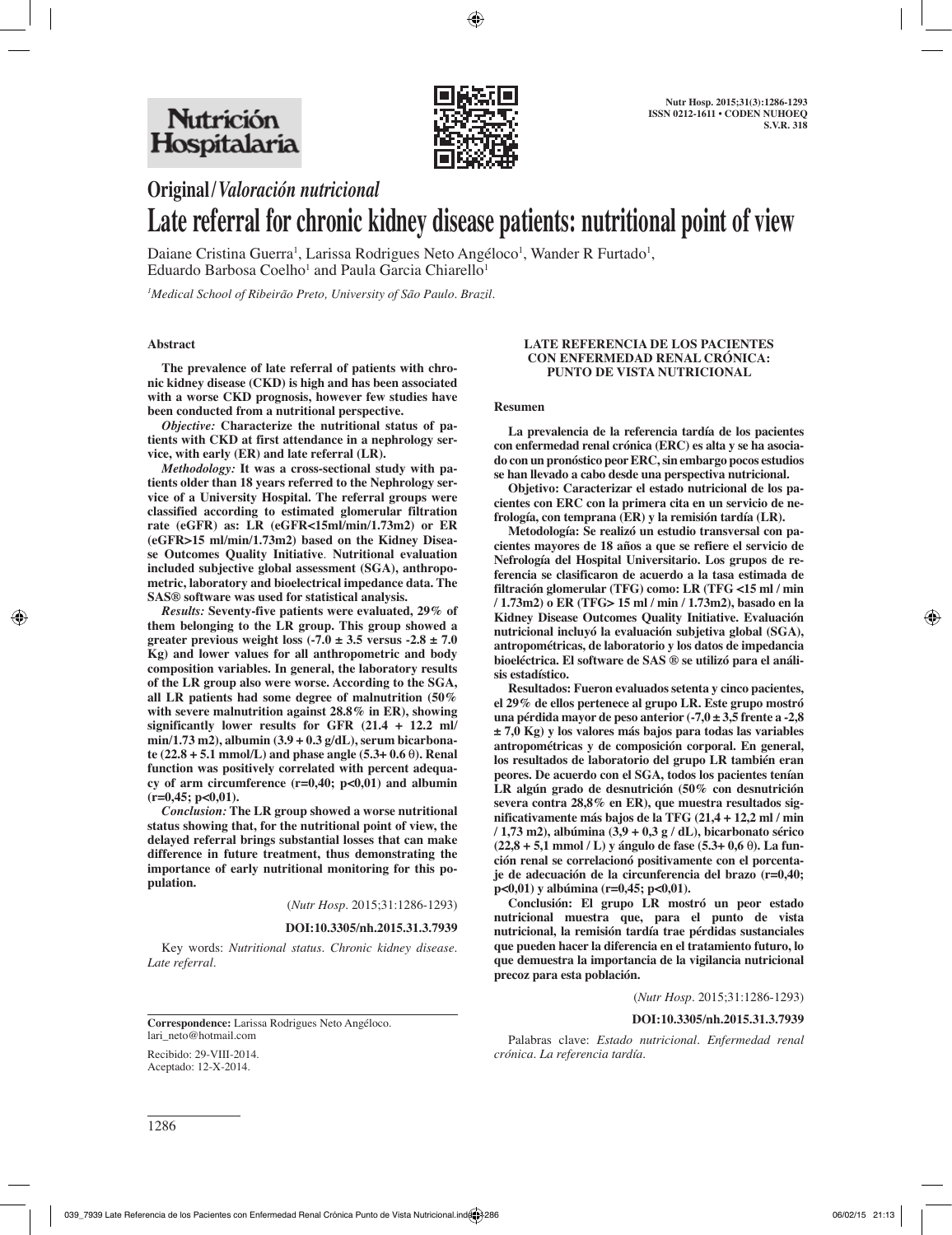# Original / *Valoración nutricional*

# Late referral for chronic kidney disease patients: nutritional point of view

Daiane Cristina Guerra[1], Larissa Rodrigues Neto Angéloco[1], Wander R Furtado[1], Eduardo Barbosa Coelho[1] and Paula Garcia Chiarello[1]

[1]*Medical School of Ribeirão Preto, University of São Paulo. Brazil.*

## Abstract

**The prevalence of late referral of patients with chronic kidney disease (CKD) is high and has been associated with a worse CKD prognosis, however few studies have been conducted from a nutritional perspective.**

***Objective:*** **Characterize the nutritional status of patients with CKD at first attendance in a nephrology service, with early (ER) and late referral (LR).**

***Methodology:*** **It was a cross-sectional study with patients older than 18 years referred to the Nephrology service of a University Hospital. The referral groups were classified according to estimated glomerular filtration rate (eGFR) as: LR (eGFR<15ml/min/1.73m2) or ER (eGFR>15 ml/min/1.73m2) based on the Kidney Disease Outcomes Quality Initiative. Nutritional evaluation included subjective global assessment (SGA), anthropometric, laboratory and bioelectrical impedance data. The SAS® software was used for statistical analysis.**

***Results:*** **Seventy-five patients were evaluated, 29% of them belonging to the LR group. This group showed a greater previous weight loss (-7.0 ± 3.5 versus -2.8 ± 7.0 Kg) and lower values for all anthropometric and body composition variables. In general, the laboratory results of the LR group also were worse. According to the SGA, all LR patients had some degree of malnutrition (50% with severe malnutrition against 28.8% in ER), showing significantly lower results for GFR (21.4 + 12.2 ml/min/1.73 m2), albumin (3.9 + 0.3 g/dL), serum bicarbonate (22.8 + 5.1 mmol/L) and phase angle (5.3+ 0.6 θ). Renal function was positively correlated with percent adequacy of arm circumference (r=0,40; p<0,01) and albumin (r=0,45; p<0,01).**

***Conclusion:*** **The LR group showed a worse nutritional status showing that, for the nutritional point of view, the delayed referral brings substantial losses that can make difference in future treatment, thus demonstrating the importance of early nutritional monitoring for this population.**

(*Nutr Hosp.* 2015;31:1286-1293)

**DOI:10.3305/nh.2015.31.3.7939**

Key words: *Nutritional status. Chronic kidney disease. Late referral.*

## LATE REFERENCIA DE LOS PACIENTES CON ENFERMEDAD RENAL CRÓNICA: PUNTO DE VISTA NUTRICIONAL

### Resumen

**La prevalencia de la referencia tardía de los pacientes con enfermedad renal crónica (ERC) es alta y se ha asociado con un pronóstico peor ERC, sin embargo pocos estudios se han llevado a cabo desde una perspectiva nutricional.**

**Objetivo: Caracterizar el estado nutricional de los pacientes con ERC con la primera cita en un servicio de nefrología, con temprana (ER) y la remisión tardía (LR).**

**Metodología: Se realizó un estudio transversal con pacientes mayores de 18 años a que se refiere el servicio de Nefrología del Hospital Universitario. Los grupos de referencia se clasificaron de acuerdo a la tasa estimada de filtración glomerular (TFG) como: LR (TFG <15 ml / min / 1.73m2) o ER (TFG> 15 ml / min / 1.73m2), basado en la Kidney Disease Outcomes Quality Initiative. Evaluación nutricional incluyó la evaluación subjetiva global (SGA), antropométricas, de laboratorio y los datos de impedancia bioeléctrica. El software de SAS ® se utilizó para el análisis estadístico.**

**Resultados: Fueron evaluados setenta y cinco pacientes, el 29% de ellos pertenece al grupo LR. Este grupo mostró una pérdida mayor de peso anterior (-7,0 ± 3,5 frente a -2,8 ± 7,0 Kg) y los valores más bajos para todas las variables antropométricas y de composición corporal. En general, los resultados de laboratorio del grupo LR también eran peores. De acuerdo con el SGA, todos los pacientes tenían LR algún grado de desnutrición (50% con desnutrición severa contra 28,8% en ER), que muestra resultados significativamente más bajos de la TFG (21,4 + 12,2 ml / min / 1,73 m2), albúmina (3,9 + 0,3 g / dL), bicarbonato sérico (22,8 + 5,1 mmol / L) y ángulo de fase (5.3+ 0,6 θ). La función renal se correlacionó positivamente con el porcentaje de adecuación de la circunferencia del brazo (r=0,40; p<0,01) y albúmina (r=0,45; p<0,01).**

**Conclusión: El grupo LR mostró un peor estado nutricional muestra que, para el punto de vista nutricional, la remisión tardía trae pérdidas sustanciales que pueden hacer la diferencia en el tratamiento futuro, lo que demuestra la importancia de la vigilancia nutricional precoz para esta población.**

(*Nutr Hosp.* 2015;31:1286-1293)

**DOI:10.3305/nh.2015.31.3.7939**

Palabras clave: *Estado nutricional. Enfermedad renal crónica. La referencia tardía.*

---

**Correspondence:** Larissa Rodrigues Neto Angéloco.
lari_neto@hotmail.com

Recibido: 29-VIII-2014.
Aceptado: 12-X-2014.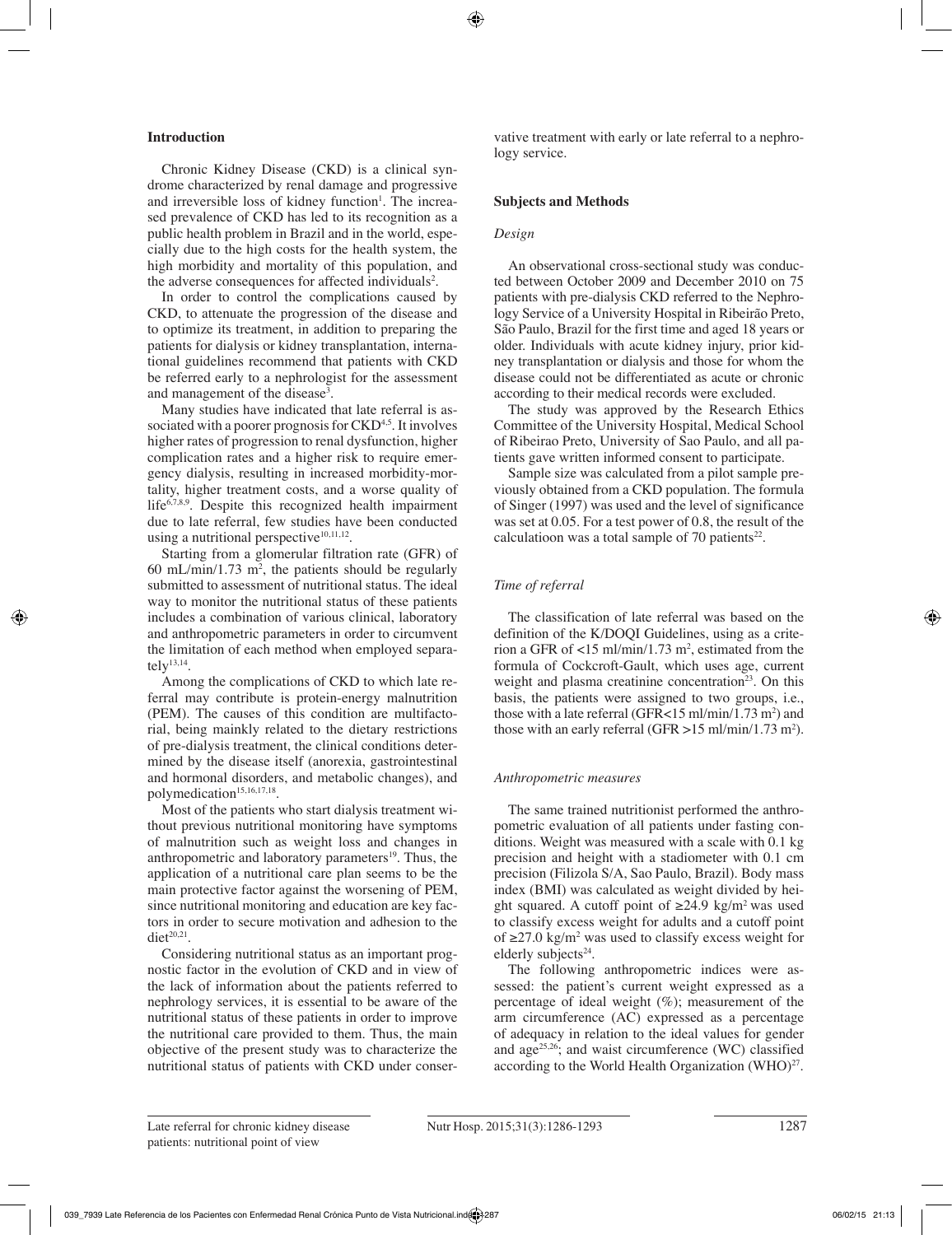## Introduction

Chronic Kidney Disease (CKD) is a clinical syndrome characterized by renal damage and progressive and irreversible loss of kidney function[1]. The increased prevalence of CKD has led to its recognition as a public health problem in Brazil and in the world, especially due to the high costs for the health system, the high morbidity and mortality of this population, and the adverse consequences for affected individuals[2].

In order to control the complications caused by CKD, to attenuate the progression of the disease and to optimize its treatment, in addition to preparing the patients for dialysis or kidney transplantation, international guidelines recommend that patients with CKD be referred early to a nephrologist for the assessment and management of the disease[3].

Many studies have indicated that late referral is associated with a poorer prognosis for CKD[4,5]. It involves higher rates of progression to renal dysfunction, higher complication rates and a higher risk to require emergency dialysis, resulting in increased morbidity-mortality, higher treatment costs, and a worse quality of life[6,7,8,9]. Despite this recognized health impairment due to late referral, few studies have been conducted using a nutritional perspective[10,11,12].

Starting from a glomerular filtration rate (GFR) of 60 mL/min/1.73 m$^2$, the patients should be regularly submitted to assessment of nutritional status. The ideal way to monitor the nutritional status of these patients includes a combination of various clinical, laboratory and anthropometric parameters in order to circumvent the limitation of each method when employed separately[13,14].

Among the complications of CKD to which late referral may contribute is protein-energy malnutrition (PEM). The causes of this condition are multifactorial, being mainkly related to the dietary restrictions of pre-dialysis treatment, the clinical conditions determined by the disease itself (anorexia, gastrointestinal and hormonal disorders, and metabolic changes), and polymedication[15,16,17,18].

Most of the patients who start dialysis treatment without previous nutritional monitoring have symptoms of malnutrition such as weight loss and changes in anthropometric and laboratory parameters[19]. Thus, the application of a nutritional care plan seems to be the main protective factor against the worsening of PEM, since nutritional monitoring and education are key factors in order to secure motivation and adhesion to the diet[20,21].

Considering nutritional status as an important prognostic factor in the evolution of CKD and in view of the lack of information about the patients referred to nephrology services, it is essential to be aware of the nutritional status of these patients in order to improve the nutritional care provided to them. Thus, the main objective of the present study was to characterize the nutritional status of patients with CKD under conservative treatment with early or late referral to a nephrology service.

## Subjects and Methods

### *Design*

An observational cross-sectional study was conducted between October 2009 and December 2010 on 75 patients with pre-dialysis CKD referred to the Nephrology Service of a University Hospital in Ribeirão Preto, São Paulo, Brazil for the first time and aged 18 years or older. Individuals with acute kidney injury, prior kidney transplantation or dialysis and those for whom the disease could not be differentiated as acute or chronic according to their medical records were excluded.

The study was approved by the Research Ethics Committee of the University Hospital, Medical School of Ribeirao Preto, University of Sao Paulo, and all patients gave written informed consent to participate.

Sample size was calculated from a pilot sample previously obtained from a CKD population. The formula of Singer (1997) was used and the level of significance was set at 0.05. For a test power of 0.8, the result of the calculatioon was a total sample of 70 patients[22].

### *Time of referral*

The classification of late referral was based on the definition of the K/DOQI Guidelines, using as a criterion a GFR of <15 ml/min/1.73 m$^2$, estimated from the formula of Cockcroft-Gault, which uses age, current weight and plasma creatinine concentration[23]. On this basis, the patients were assigned to two groups, i.e., those with a late referral (GFR<15 ml/min/1.73 m$^2$) and those with an early referral (GFR >15 ml/min/1.73 m$^2$).

### *Anthropometric measures*

The same trained nutritionist performed the anthropometric evaluation of all patients under fasting conditions. Weight was measured with a scale with 0.1 kg precision and height with a stadiometer with 0.1 cm precision (Filizola S/A, Sao Paulo, Brazil). Body mass index (BMI) was calculated as weight divided by height squared. A cutoff point of ≥24.9 kg/m$^2$ was used to classify excess weight for adults and a cutoff point of ≥27.0 kg/m$^2$ was used to classify excess weight for elderly subjects[24].

The following anthropometric indices were assessed: the patient's current weight expressed as a percentage of ideal weight (%); measurement of the arm circumference (AC) expressed as a percentage of adequacy in relation to the ideal values for gender and age[25,26]; and waist circumference (WC) classified according to the World Health Organization (WHO)[27].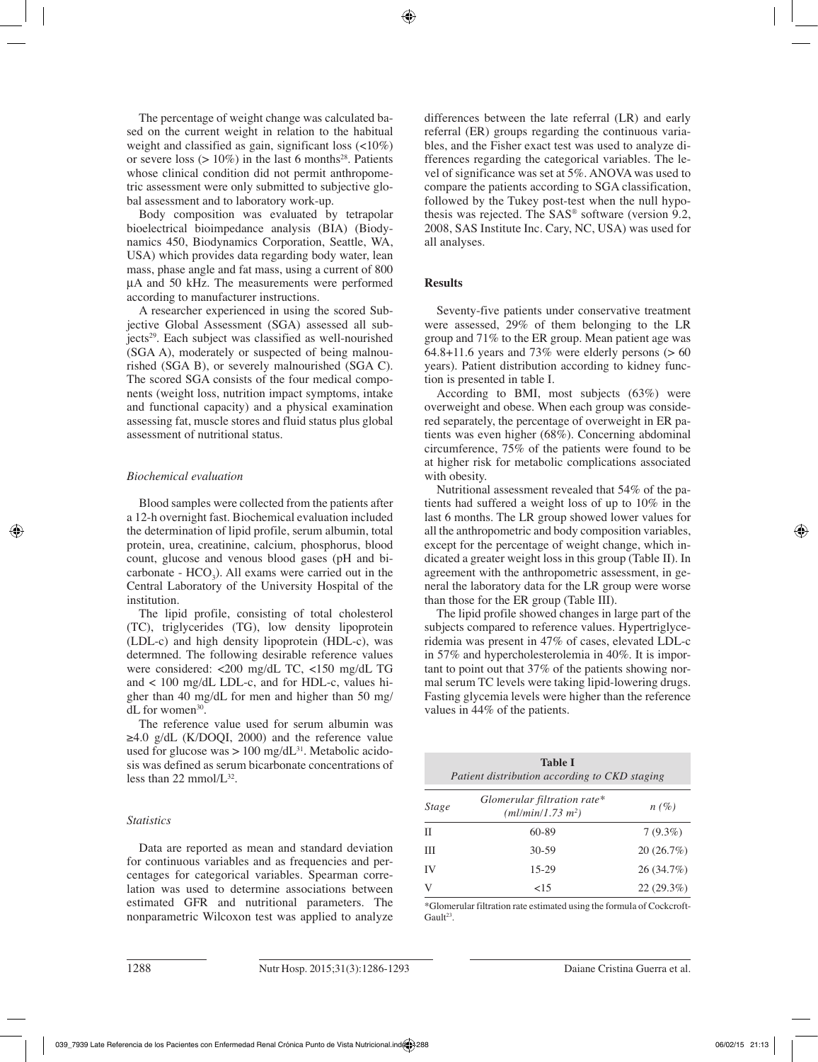The percentage of weight change was calculated based on the current weight in relation to the habitual weight and classified as gain, significant loss (<10%) or severe loss (> 10%) in the last 6 months[28]. Patients whose clinical condition did not permit anthropometric assessment were only submitted to subjective global assessment and to laboratory work-up.

Body composition was evaluated by tetrapolar bioelectrical bioimpedance analysis (BIA) (Biodynamics 450, Biodynamics Corporation, Seattle, WA, USA) which provides data regarding body water, lean mass, phase angle and fat mass, using a current of 800 µA and 50 kHz. The measurements were performed according to manufacturer instructions.

A researcher experienced in using the scored Subjective Global Assessment (SGA) assessed all subjects[29]. Each subject was classified as well-nourished (SGA A), moderately or suspected of being malnourished (SGA B), or severely malnourished (SGA C). The scored SGA consists of the four medical components (weight loss, nutrition impact symptoms, intake and functional capacity) and a physical examination assessing fat, muscle stores and fluid status plus global assessment of nutritional status.

### *Biochemical evaluation*

Blood samples were collected from the patients after a 12-h overnight fast. Biochemical evaluation included the determination of lipid profile, serum albumin, total protein, urea, creatinine, calcium, phosphorus, blood count, glucose and venous blood gases (pH and bicarbonate - $HCO_3$). All exams were carried out in the Central Laboratory of the University Hospital of the institution.

The lipid profile, consisting of total cholesterol (TC), triglycerides (TG), low density lipoprotein (LDL-c) and high density lipoprotein (HDL-c), was determned. The following desirable reference values were considered: <200 mg/dL TC, <150 mg/dL TG and < 100 mg/dL LDL-c, and for HDL-c, values higher than 40 mg/dL for men and higher than 50 mg/dL for women[30].

The reference value used for serum albumin was ≥4.0 g/dL (K/DOQI, 2000) and the reference value used for glucose was > 100 mg/dL[31]. Metabolic acidosis was defined as serum bicarbonate concentrations of less than 22 mmol/L[32].

### *Statistics*

Data are reported as mean and standard deviation for continuous variables and as frequencies and percentages for categorical variables. Spearman correlation was used to determine associations between estimated GFR and nutritional parameters. The nonparametric Wilcoxon test was applied to analyze differences between the late referral (LR) and early referral (ER) groups regarding the continuous variables, and the Fisher exact test was used to analyze differences regarding the categorical variables. The level of significance was set at 5%. ANOVA was used to compare the patients according to SGA classification, followed by the Tukey post-test when the null hypothesis was rejected. The SAS® software (version 9.2, 2008, SAS Institute Inc. Cary, NC, USA) was used for all analyses.

## **Results**

Seventy-five patients under conservative treatment were assessed, 29% of them belonging to the LR group and 71% to the ER group. Mean patient age was 64.8+11.6 years and 73% were elderly persons (> 60 years). Patient distribution according to kidney function is presented in table I.

According to BMI, most subjects (63%) were overweight and obese. When each group was considered separately, the percentage of overweight in ER patients was even higher (68%). Concerning abdominal circumference, 75% of the patients were found to be at higher risk for metabolic complications associated with obesity.

Nutritional assessment revealed that 54% of the patients had suffered a weight loss of up to 10% in the last 6 months. The LR group showed lower values for all the anthropometric and body composition variables, except for the percentage of weight change, which indicated a greater weight loss in this group (Table II). In agreement with the anthropometric assessment, in general the laboratory data for the LR group were worse than those for the ER group (Table III).

The lipid profile showed changes in large part of the subjects compared to reference values. Hypertriglyceridemia was present in 47% of cases, elevated LDL-c in 57% and hypercholesterolemia in 40%. It is important to point out that 37% of the patients showing normal serum TC levels were taking lipid-lowering drugs. Fasting glycemia levels were higher than the reference values in 44% of the patients.

**Table I**
*Patient distribution according to CKD staging*

| *Stage* | *Glomerular filtration rate** *(ml/min/1.73 m²)* | *n (%)* |
|---|---|---|
| II | 60-89 | 7 (9.3%) |
| III | 30-59 | 20 (26.7%) |
| IV | 15-29 | 26 (34.7%) |
| V | <15 | 22 (29.3%) |

*Glomerular filtration rate estimated using the formula of Cockcroft-Gault[23].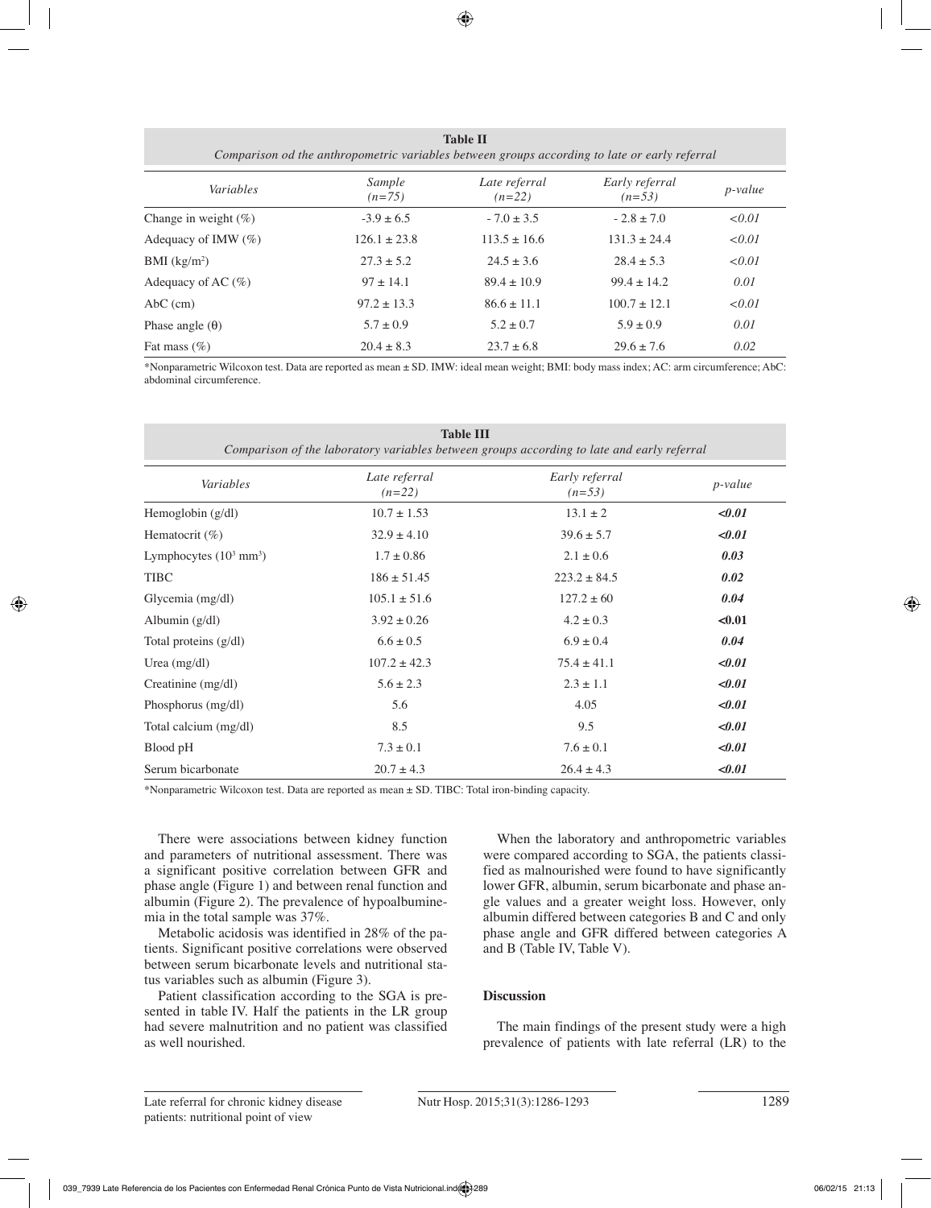**Table II**
*Comparison od the anthropometric variables between groups according to late or early referral*

| *Variables* | *Sample (n=75)* | *Late referral (n=22)* | *Early referral (n=53)* | *p-value* |
|---|---|---|---|---|
| Change in weight (%) | -3.9 ± 6.5 | - 7.0 ± 3.5 | - 2.8 ± 7.0 | *<0.01* |
| Adequacy of IMW (%) | 126.1 ± 23.8 | 113.5 ± 16.6 | 131.3 ± 24.4 | *<0.01* |
| BMI (kg/m$^2$) | 27.3 ± 5.2 | 24.5 ± 3.6 | 28.4 ± 5.3 | *<0.01* |
| Adequacy of AC (%) | 97 ± 14.1 | 89.4 ± 10.9 | 99.4 ± 14.2 | *0.01* |
| AbC (cm) | 97.2 ± 13.3 | 86.6 ± 11.1 | 100.7 ± 12.1 | *<0.01* |
| Phase angle (θ) | 5.7 ± 0.9 | 5.2 ± 0.7 | 5.9 ± 0.9 | *0.01* |
| Fat mass (%) | 20.4 ± 8.3 | 23.7 ± 6.8 | 29.6 ± 7.6 | *0.02* |

*Nonparametric Wilcoxon test. Data are reported as mean ± SD. IMW: ideal mean weight; BMI: body mass index; AC: arm circumference; AbC: abdominal circumference.

**Table III**
*Comparison of the laboratory variables between groups according to late and early referral*

| *Variables* | *Late referral (n=22)* | *Early referral (n=53)* | *p-value* |
|---|---|---|---|
| Hemoglobin (g/dl) | 10.7 ± 1.53 | 13.1 ± 2 | ***<0.01*** |
| Hematocrit (%) | 32.9 ± 4.10 | 39.6 ± 5.7 | ***<0.01*** |
| Lymphocytes (10$^3$ mm$^3$) | 1.7 ± 0.86 | 2.1 ± 0.6 | ***0.03*** |
| TIBC | 186 ± 51.45 | 223.2 ± 84.5 | ***0.02*** |
| Glycemia (mg/dl) | 105.1 ± 51.6 | 127.2 ± 60 | ***0.04*** |
| Albumin (g/dl) | 3.92 ± 0.26 | 4.2 ± 0.3 | **<0.01** |
| Total proteins (g/dl) | 6.6 ± 0.5 | 6.9 ± 0.4 | ***0.04*** |
| Urea (mg/dl) | 107.2 ± 42.3 | 75.4 ± 41.1 | ***<0.01*** |
| Creatinine (mg/dl) | 5.6 ± 2.3 | 2.3 ± 1.1 | ***<0.01*** |
| Phosphorus (mg/dl) | 5.6 | 4.05 | ***<0.01*** |
| Total calcium (mg/dl) | 8.5 | 9.5 | ***<0.01*** |
| Blood pH | 7.3 ± 0.1 | 7.6 ± 0.1 | ***<0.01*** |
| Serum bicarbonate | 20.7 ± 4.3 | 26.4 ± 4.3 | ***<0.01*** |

*Nonparametric Wilcoxon test. Data are reported as mean ± SD. TIBC: Total iron-binding capacity.

There were associations between kidney function and parameters of nutritional assessment. There was a significant positive correlation between GFR and phase angle (Figure 1) and between renal function and albumin (Figure 2). The prevalence of hypoalbuminemia in the total sample was 37%.

Metabolic acidosis was identified in 28% of the patients. Significant positive correlations were observed between serum bicarbonate levels and nutritional status variables such as albumin (Figure 3).

Patient classification according to the SGA is presented in table IV. Half the patients in the LR group had severe malnutrition and no patient was classified as well nourished.

When the laboratory and anthropometric variables were compared according to SGA, the patients classified as malnourished were found to have significantly lower GFR, albumin, serum bicarbonate and phase angle values and a greater weight loss. However, only albumin differed between categories B and C and only phase angle and GFR differed between categories A and B (Table IV, Table V).

## Discussion

The main findings of the present study were a high prevalence of patients with late referral (LR) to the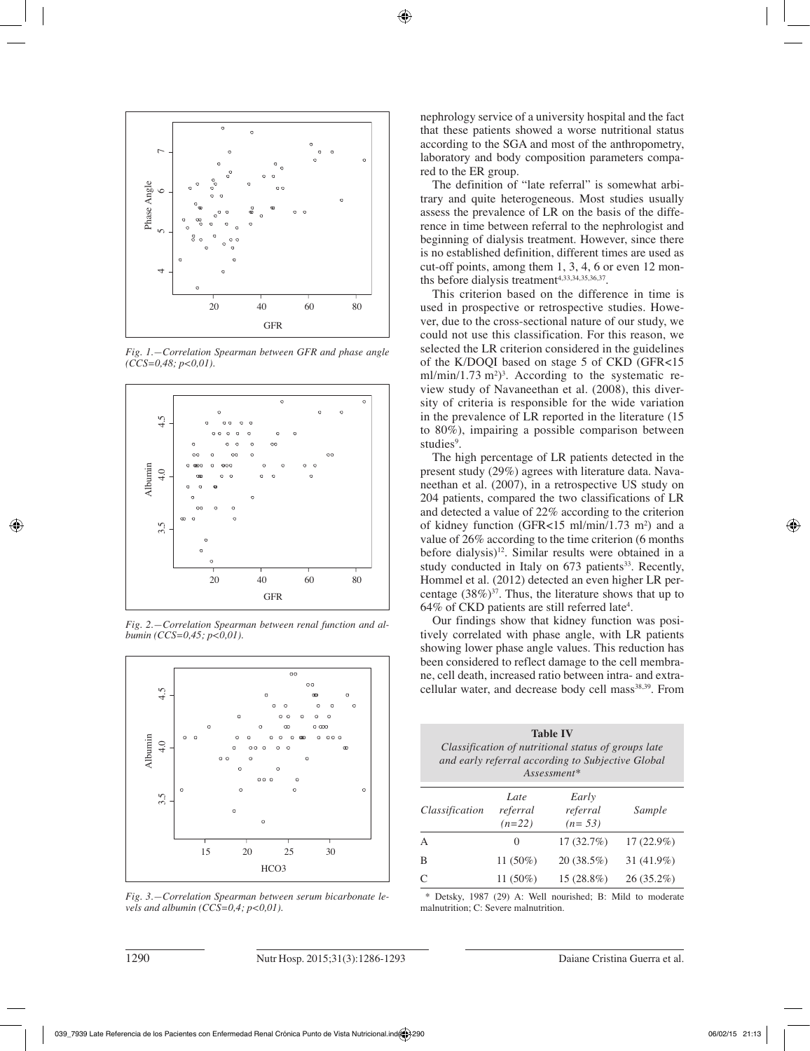Fig. 1.—Correlation Spearman between GFR and phase angle (CCS=0,48; p<0,01).

Fig. 2.—Correlation Spearman between renal function and albumin (CCS=0,45; p<0,01).

Fig. 3.—Correlation Spearman between serum bicarbonate levels and albumin (CCS=0,4; p<0,01).

nephrology service of a university hospital and the fact that these patients showed a worse nutritional status according to the SGA and most of the anthropometry, laboratory and body composition parameters compared to the ER group.

The definition of "late referral" is somewhat arbitrary and quite heterogeneous. Most studies usually assess the prevalence of LR on the basis of the difference in time between referral to the nephrologist and beginning of dialysis treatment. However, since there is no established definition, different times are used as cut-off points, among them 1, 3, 4, 6 or even 12 months before dialysis treatment[4,33,34,35,36,37].

This criterion based on the difference in time is used in prospective or retrospective studies. However, due to the cross-sectional nature of our study, we could not use this classification. For this reason, we selected the LR criterion considered in the guidelines of the K/DOQI based on stage 5 of CKD (GFR<15 ml/min/1.73 m$^2$)[3]. According to the systematic review study of Navaneethan et al. (2008), this diversity of criteria is responsible for the wide variation in the prevalence of LR reported in the literature (15 to 80%), impairing a possible comparison between studies[9].

The high percentage of LR patients detected in the present study (29%) agrees with literature data. Navaneethan et al. (2007), in a retrospective US study on 204 patients, compared the two classifications of LR and detected a value of 22% according to the criterion of kidney function (GFR<15 ml/min/1.73 m$^2$) and a value of 26% according to the time criterion (6 months before dialysis)[12]. Similar results were obtained in a study conducted in Italy on 673 patients[33]. Recently, Hommel et al. (2012) detected an even higher LR percentage (38%)[37]. Thus, the literature shows that up to 64% of CKD patients are still referred late[4].

Our findings show that kidney function was positively correlated with phase angle, with LR patients showing lower phase angle values. This reduction has been considered to reflect damage to the cell membrane, cell death, increased ratio between intra- and extracellular water, and decrease body cell mass[38,39]. From

**Table IV**
*Classification of nutritional status of groups late and early referral according to Subjective Global Assessment\**

| Classification | Late referral (n=22) | Early referral (n= 53) | Sample |
|---|---|---|---|
| A | 0 | 17 (32.7%) | 17 (22.9%) |
| B | 11 (50%) | 20 (38.5%) | 31 (41.9%) |
| C | 11 (50%) | 15 (28.8%) | 26 (35.2%) |

\* Detsky, 1987 (29) A: Well nourished; B: Mild to moderate malnutrition; C: Severe malnutrition.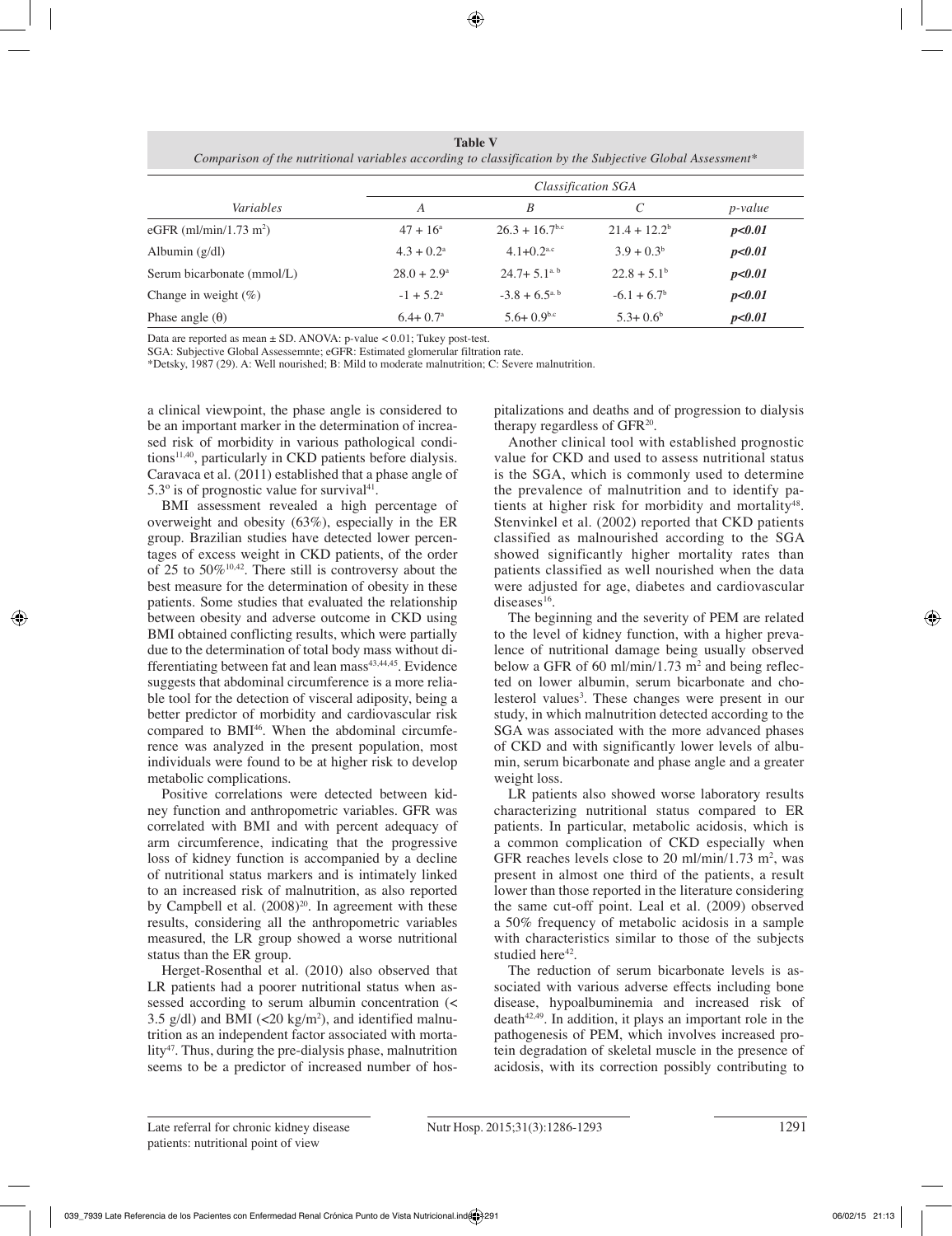**Table V**
*Comparison of the nutritional variables according to classification by the Subjective Global Assessment**

| *Variables* | *Classification SGA* | | | |
|---|---|---|---|---|
| | *A* | *B* | *C* | *p-value* |
| eGFR (ml/min/1.73 m$^2$) | 47 + 16$^{a}$ | 26.3 + 16.7$^{b,c}$ | 21.4 + 12.2$^{b}$ | ***p<0.01*** |
| Albumin (g/dl) | 4.3 + 0.2$^{a}$ | 4.1+0.2$^{a,c}$ | 3.9 + 0.3$^{b}$ | ***p<0.01*** |
| Serum bicarbonate (mmol/L) | 28.0 + 2.9$^{a}$ | 24.7+ 5.1$^{a,b}$ | 22.8 + 5.1$^{b}$ | ***p<0.01*** |
| Change in weight (%) | -1 + 5.2$^{a}$ | -3.8 + 6.5$^{a,b}$ | -6.1 + 6.7$^{b}$ | ***p<0.01*** |
| Phase angle (θ) | 6.4+ 0.7$^{a}$ | 5.6+ 0.9$^{b,c}$ | 5.3+ 0.6$^{b}$ | ***p<0.01*** |

Data are reported as mean ± SD. ANOVA: p-value < 0.01; Tukey post-test.
SGA: Subjective Global Assessemnte; eGFR: Estimated glomerular filtration rate.
*Detsky, 1987 (29). A: Well nourished; B: Mild to moderate malnutrition; C: Severe malnutrition.

a clinical viewpoint, the phase angle is considered to be an important marker in the determination of increased risk of morbidity in various pathological conditions[11,40], particularly in CKD patients before dialysis. Caravaca et al. (2011) established that a phase angle of 5.3º is of prognostic value for survival[41].

BMI assessment revealed a high percentage of overweight and obesity (63%), especially in the ER group. Brazilian studies have detected lower percentages of excess weight in CKD patients, of the order of 25 to 50%[10,42]. There still is controversy about the best measure for the determination of obesity in these patients. Some studies that evaluated the relationship between obesity and adverse outcome in CKD using BMI obtained conflicting results, which were partially due to the determination of total body mass without differentiating between fat and lean mass[43,44,45]. Evidence suggests that abdominal circumference is a more reliable tool for the detection of visceral adiposity, being a better predictor of morbidity and cardiovascular risk compared to BMI[46]. When the abdominal circumference was analyzed in the present population, most individuals were found to be at higher risk to develop metabolic complications.

Positive correlations were detected between kidney function and anthropometric variables. GFR was correlated with BMI and with percent adequacy of arm circumference, indicating that the progressive loss of kidney function is accompanied by a decline of nutritional status markers and is intimately linked to an increased risk of malnutrition, as also reported by Campbell et al. (2008)[20]. In agreement with these results, considering all the anthropometric variables measured, the LR group showed a worse nutritional status than the ER group.

Herget-Rosenthal et al. (2010) also observed that LR patients had a poorer nutritional status when assessed according to serum albumin concentration (< 3.5 g/dl) and BMI (<20 kg/m$^2$), and identified malnutrition as an independent factor associated with mortality[47]. Thus, during the pre-dialysis phase, malnutrition seems to be a predictor of increased number of hospitalizations and deaths and of progression to dialysis therapy regardless of GFR[20].

Another clinical tool with established prognostic value for CKD and used to assess nutritional status is the SGA, which is commonly used to determine the prevalence of malnutrition and to identify patients at higher risk for morbidity and mortality[48]. Stenvinkel et al. (2002) reported that CKD patients classified as malnourished according to the SGA showed significantly higher mortality rates than patients classified as well nourished when the data were adjusted for age, diabetes and cardiovascular diseases[16].

The beginning and the severity of PEM are related to the level of kidney function, with a higher prevalence of nutritional damage being usually observed below a GFR of 60 ml/min/1.73 m$^2$ and being reflected on lower albumin, serum bicarbonate and cholesterol values[3]. These changes were present in our study, in which malnutrition detected according to the SGA was associated with the more advanced phases of CKD and with significantly lower levels of albumin, serum bicarbonate and phase angle and a greater weight loss.

LR patients also showed worse laboratory results characterizing nutritional status compared to ER patients. In particular, metabolic acidosis, which is a common complication of CKD especially when GFR reaches levels close to 20 ml/min/1.73 m$^2$, was present in almost one third of the patients, a result lower than those reported in the literature considering the same cut-off point. Leal et al. (2009) observed a 50% frequency of metabolic acidosis in a sample with characteristics similar to those of the subjects studied here[42].

The reduction of serum bicarbonate levels is associated with various adverse effects including bone disease, hypoalbuminemia and increased risk of death[42,49]. In addition, it plays an important role in the pathogenesis of PEM, which involves increased protein degradation of skeletal muscle in the presence of acidosis, with its correction possibly contributing to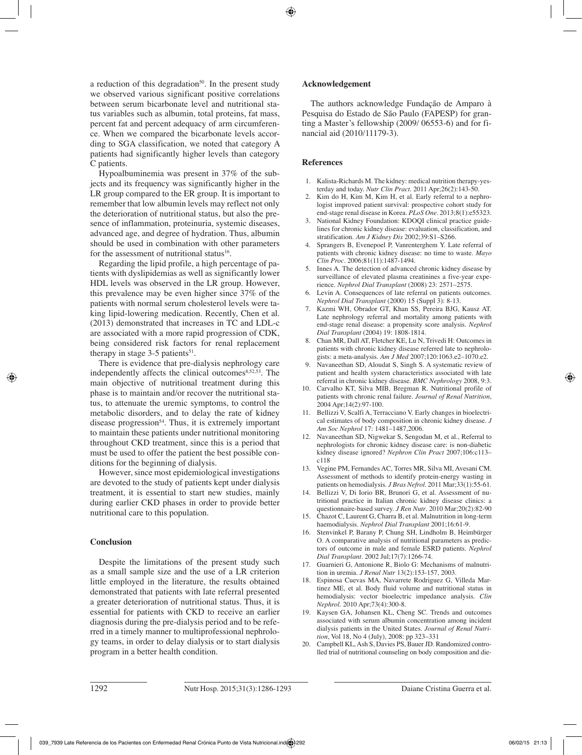a reduction of this degradation[50]. In the present study we observed various significant positive correlations between serum bicarbonate level and nutritional status variables such as albumin, total proteins, fat mass, percent fat and percent adequacy of arm circumference. When we compared the bicarbonate levels according to SGA classification, we noted that category A patients had significantly higher levels than category C patients.

Hypoalbuminemia was present in 37% of the subjects and its frequency was significantly higher in the LR group compared to the ER group. It is important to remember that low albumin levels may reflect not only the deterioration of nutritional status, but also the presence of inflammation, proteinuria, systemic diseases, advanced age, and degree of hydration. Thus, albumin should be used in combination with other parameters for the assessment of nutritional status[16].

Regarding the lipid profile, a high percentage of patients with dyslipidemias as well as significantly lower HDL levels was observed in the LR group. However, this prevalence may be even higher since 37% of the patients with normal serum cholesterol levels were taking lipid-lowering medication. Recently, Chen et al. (2013) demonstrated that increases in TC and LDL-c are associated with a more rapid progression of CDK, being considered risk factors for renal replacement therapy in stage 3-5 patients[51].

There is evidence that pre-dialysis nephrology care independently affects the clinical outcomes[8,52,53]. The main objective of nutritional treatment during this phase is to maintain and/or recover the nutritional status, to attenuate the uremic symptoms, to control the metabolic disorders, and to delay the rate of kidney disease progression[54]. Thus, it is extremely important to maintain these patients under nutritional monitoring throughout CKD treatment, since this is a period that must be used to offer the patient the best possible conditions for the beginning of dialysis.

However, since most epidemiological investigations are devoted to the study of patients kept under dialysis treatment, it is essential to start new studies, mainly during earlier CKD phases in order to provide better nutritional care to this population.

## Conclusion

Despite the limitations of the present study such as a small sample size and the use of a LR criterion little employed in the literature, the results obtained demonstrated that patients with late referral presented a greater deterioration of nutritional status. Thus, it is essential for patients with CKD to receive an earlier diagnosis during the pre-dialysis period and to be referred in a timely manner to multiprofessional nephrology teams, in order to delay dialysis or to start dialysis program in a better health condition.

## Acknowledgement

The authors acknowledge Fundação de Amparo à Pesquisa do Estado de São Paulo (FAPESP) for granting a Master's fellowship (2009/ 06553-6) and for financial aid (2010/11179-3).

## References

1. Kalista-Richards M. The kidney: medical nutrition therapy-yesterday and today. *Nutr Clin Pract*. 2011 Apr;26(2):143-50.
2. Kim do H, Kim M, Kim H, et al. Early referral to a nephrologist improved patient survival: prospective cohort study for end-stage renal disease in Korea. *PLoS One*. 2013;8(1):e55323.
3. National Kidney Foundation: KDOQI clinical practice guidelines for chronic kidney disease: evaluation, classification, and stratification. *Am J Kidney Dis* 2002;39:S1–S266.
4. Sprangers B, Evenepoel P, Vanrenterghem Y. Late referral of patients with chronic kidney disease: no time to waste. *Mayo Clin Proc*. 2006;81(11):1487-1494.
5. Innes A. The detection of advanced chronic kidney disease by surveillance of elevated plasma creatinines a five-year experience. *Nephrol Dial Transplant* (2008) 23: 2571–2575.
6. Levin A. Consequences of late referral on patients outcomes. *Nephrol Dial Transplant* (2000) 15 (Suppl 3): 8-13.
7. Kazmi WH, Obrador GT, Khan SS, Pereira BJG, Kausz AT. Late nephrology referral and mortality among patients with end-stage renal disease: a propensity score analysis. *Nephrol Dial Transplant* (2004) 19: 1808-1814.
8. Chan MR, Dall AT, Fletcher KE, Lu N, Trivedi H: Outcomes in patients with chronic kidney disease referred late to nephrologists: a meta-analysis. *Am J Med* 2007;120:1063.e2–1070.e2.
9. Navaneethan SD, Aloudat S, Singh S. A systematic review of patient and health system characteristics associated with late referral in chronic kidney disease. *BMC Nephrology* 2008, 9:3.
10. Carvalho KT, Silva MIB, Bregman R. Nutritional profile of patients with chronic renal failure. *Journal of Renal Nutrition*, 2004 Apr;14(2):97-100.
11. Bellizzi V, Scalfi A, Terracciano V. Early changes in bioelectrical estimates of body composition in chronic kidney disease. *J Am Soc Nephrol* 17: 1481–1487,2006.
12. Navaneethan SD, Nigwekar S, Sengodan M, et al., Referral to nephrologists for chronic kidney disease care: is non-diabetic kidney disease ignored? *Nephron Clin Pract* 2007;106:c113–c118
13. Vegine PM, Fernandes AC, Torres MR, Silva MI, Avesani CM. Assessment of methods to identify protein-energy wasting in patients on hemodialysis. *J Bras Nefrol*. 2011 Mar;33(1):55-61.
14. Bellizzi V, Di Iorio BR, Brunori G, et al. Assessment of nutritional practice in Italian chronic kidney disease clinics: a questionnaire-based survey. *J Ren Nutr*. 2010 Mar;20(2):82-90
15. Chazot C, Laurent G, Charra B, et al. Malnutrition in long-term haemodialysis. *Nephrol Dial Transplant* 2001;16:61-9.
16. Stenvinkel P, Barany P, Chung SH, Lindholm B, Heimbürger O. A comparative analysis of nutritional parameters as predictors of outcome in male and female ESRD patients. *Nephrol Dial Transplant*. 2002 Jul;17(7):1266-74.
17. Guarnieri G, Antonione R, Biolo G: Mechanisms of malnutrition in uremia. *J Renal Nutr* 13(2):153-157, 2003.
18. Espinosa Cuevas MA, Navarrete Rodriguez G, Villeda Martinez ME, et al. Body fluid volume and nutritional status in hemodialysis: vector bioelectric impedance analysis. *Clin Nephrol*. 2010 Apr;73(4):300-8.
19. Kaysen GA, Johansen KL, Cheng SC. Trends and outcomes associated with serum albumin concentration among incident dialysis patients in the United States. *Journal of Renal Nutrition*, Vol 18, No 4 (July), 2008: pp 323–331
20. Campbell KL, Ash S, Davies PS, Bauer JD. Randomized controlled trial of nutritional counseling on body composition and die-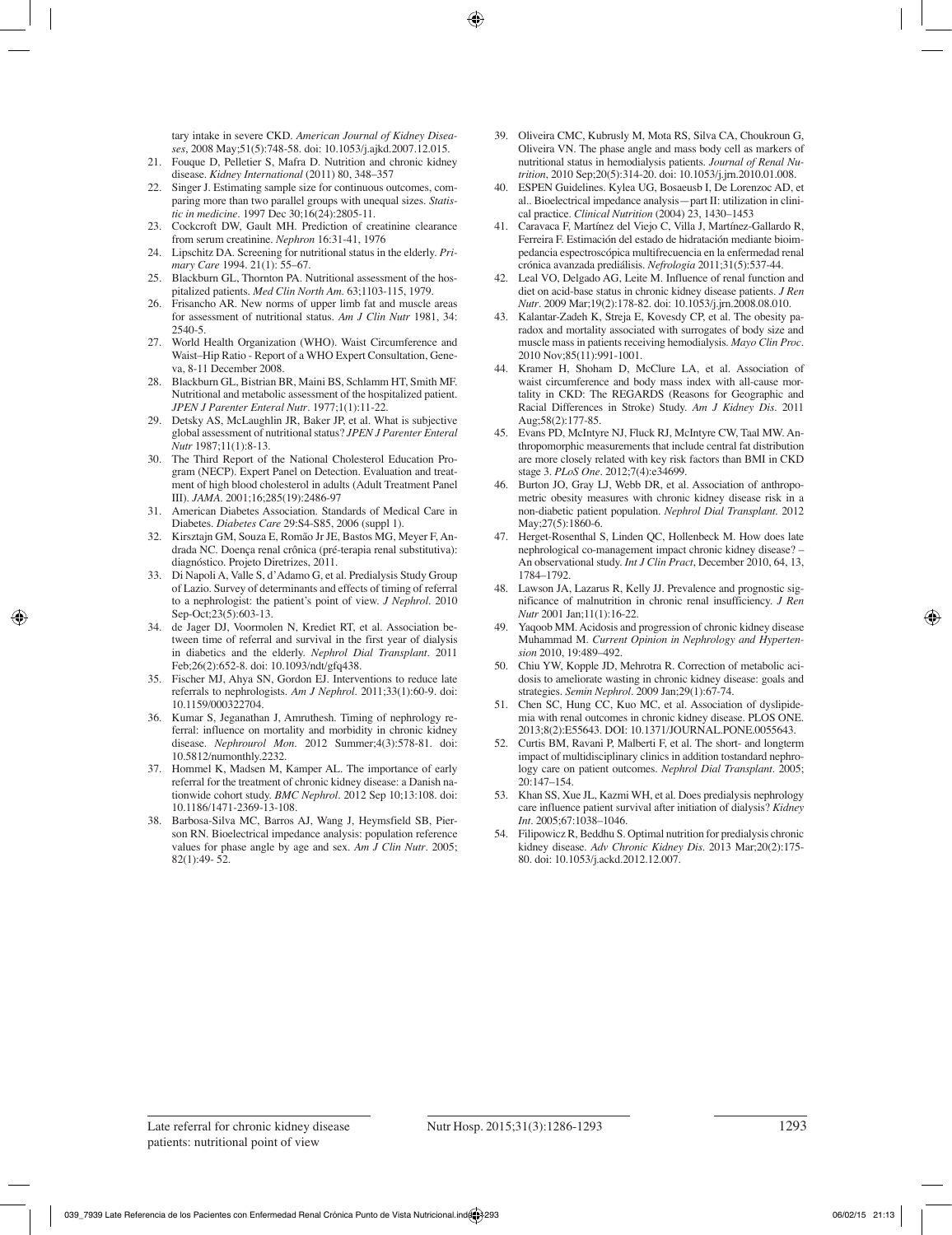tary intake in severe CKD. *American Journal of Kidney Diseases*, 2008 May;51(5):748-58. doi: 10.1053/j.ajkd.2007.12.015.

21. Fouque D, Pelletier S, Mafra D. Nutrition and chronic kidney disease. *Kidney International* (2011) 80, 348–357
22. Singer J. Estimating sample size for continuous outcomes, comparing more than two parallel groups with unequal sizes. *Statistic in medicine*. 1997 Dec 30;16(24):2805-11.
23. Cockcroft DW, Gault MH. Prediction of creatinine clearance from serum creatinine. *Nephron* 16:31-41, 1976
24. Lipschitz DA. Screening for nutritional status in the elderly. *Primary Care* 1994. 21(1): 55–67.
25. Blackburn GL, Thornton PA. Nutritional assessment of the hospitalized patients. *Med Clin North Am*. 63;1103-115, 1979.
26. Frisancho AR. New norms of upper limb fat and muscle areas for assessment of nutritional status. *Am J Clin Nutr* 1981, 34: 2540-5.
27. World Health Organization (WHO). Waist Circumference and Waist–Hip Ratio - Report of a WHO Expert Consultation, Geneva, 8-11 December 2008.
28. Blackburn GL, Bistrian BR, Maini BS, Schlamm HT, Smith MF. Nutritional and metabolic assessment of the hospitalized patient. *JPEN J Parenter Enteral Nutr*. 1977;1(1):11-22.
29. Detsky AS, McLaughlin JR, Baker JP, et al. What is subjective global assessment of nutritional status? *JPEN J Parenter Enteral Nutr* 1987;11(1):8-13.
30. The Third Report of the National Cholesterol Education Program (NECP). Expert Panel on Detection. Evaluation and treatment of high blood cholesterol in adults (Adult Treatment Panel III). *JAMA*. 2001;16;285(19):2486-97
31. American Diabetes Association. Standards of Medical Care in Diabetes. *Diabetes Care* 29:S4-S85, 2006 (suppl 1).
32. Kirsztajn GM, Souza E, Romão Jr JE, Bastos MG, Meyer F, Andrada NC. Doença renal crônica (pré-terapia renal substitutiva): diagnóstico. Projeto Diretrizes, 2011.
33. Di Napoli A, Valle S, d'Adamo G, et al. Predialysis Study Group of Lazio. Survey of determinants and effects of timing of referral to a nephrologist: the patient's point of view. *J Nephrol*. 2010 Sep-Oct;23(5):603-13.
34. de Jager DJ, Voormolen N, Krediet RT, et al. Association between time of referral and survival in the first year of dialysis in diabetics and the elderly. *Nephrol Dial Transplant*. 2011 Feb;26(2):652-8. doi: 10.1093/ndt/gfq438.
35. Fischer MJ, Ahya SN, Gordon EJ. Interventions to reduce late referrals to nephrologists. *Am J Nephrol*. 2011;33(1):60-9. doi: 10.1159/000322704.
36. Kumar S, Jeganathan J, Amruthesh. Timing of nephrology referral: influence on mortality and morbidity in chronic kidney disease. *Nephrourol Mon*. 2012 Summer;4(3):578-81. doi: 10.5812/numonthly.2232.
37. Hommel K, Madsen M, Kamper AL. The importance of early referral for the treatment of chronic kidney disease: a Danish nationwide cohort study. *BMC Nephrol*. 2012 Sep 10;13:108. doi: 10.1186/1471-2369-13-108.
38. Barbosa-Silva MC, Barros AJ, Wang J, Heymsfield SB, Pierson RN. Bioelectrical impedance analysis: population reference values for phase angle by age and sex. *Am J Clin Nutr*. 2005; 82(1):49- 52.
39. Oliveira CMC, Kubrusly M, Mota RS, Silva CA, Choukroun G, Oliveira VN. The phase angle and mass body cell as markers of nutritional status in hemodialysis patients. *Journal of Renal Nutrition*, 2010 Sep;20(5):314-20. doi: 10.1053/j.jrn.2010.01.008.
40. ESPEN Guidelines. Kylea UG, Bosaeusb I, De Lorenzoc AD, et al.. Bioelectrical impedance analysis—part II: utilization in clinical practice. *Clinical Nutrition* (2004) 23, 1430–1453
41. Caravaca F, Martínez del Viejo C, Villa J, Martínez-Gallardo R, Ferreira F. Estimación del estado de hidratación mediante bioimpedancia espectroscópica multifrecuencia en la enfermedad renal crónica avanzada prediálisis. *Nefrologia* 2011;31(5):537-44.
42. Leal VO, Delgado AG, Leite M. Influence of renal function and diet on acid-base status in chronic kidney disease patients. *J Ren Nutr*. 2009 Mar;19(2):178-82. doi: 10.1053/j.jrn.2008.08.010.
43. Kalantar-Zadeh K, Streja E, Kovesdy CP, et al. The obesity paradox and mortality associated with surrogates of body size and muscle mass in patients receiving hemodialysis. *Mayo Clin Proc*. 2010 Nov;85(11):991-1001.
44. Kramer H, Shoham D, McClure LA, et al. Association of waist circumference and body mass index with all-cause mortality in CKD: The REGARDS (Reasons for Geographic and Racial Differences in Stroke) Study. *Am J Kidney Dis*. 2011 Aug;58(2):177-85.
45. Evans PD, McIntyre NJ, Fluck RJ, McIntyre CW, Taal MW. Anthropomorphic measurements that include central fat distribution are more closely related with key risk factors than BMI in CKD stage 3. *PLoS One*. 2012;7(4):e34699.
46. Burton JO, Gray LJ, Webb DR, et al. Association of anthropometric obesity measures with chronic kidney disease risk in a non-diabetic patient population. *Nephrol Dial Transplant*. 2012 May;27(5):1860-6.
47. Herget-Rosenthal S, Linden QC, Hollenbeck M. How does late nephrological co-management impact chronic kidney disease? – An observational study. *Int J Clin Pract*, December 2010, 64, 13, 1784–1792.
48. Lawson JA, Lazarus R, Kelly JJ. Prevalence and prognostic significance of malnutrition in chronic renal insufficiency. *J Ren Nutr* 2001 Jan;11(1):16-22.
49. Yaqoob MM. Acidosis and progression of chronic kidney disease Muhammad M. *Current Opinion in Nephrology and Hypertension* 2010, 19:489–492.
50. Chiu YW, Kopple JD, Mehrotra R. Correction of metabolic acidosis to ameliorate wasting in chronic kidney disease: goals and strategies. *Semin Nephrol*. 2009 Jan;29(1):67-74.
51. Chen SC, Hung CC, Kuo MC, et al. Association of dyslipidemia with renal outcomes in chronic kidney disease. PLOS ONE. 2013;8(2):E55643. DOI: 10.1371/JOURNAL.PONE.0055643.
52. Curtis BM, Ravani P, Malberti F, et al. The short- and longterm impact of multidisciplinary clinics in addition tostandard nephrology care on patient outcomes. *Nephrol Dial Transplant*. 2005; 20:147–154.
53. Khan SS, Xue JL, Kazmi WH, et al. Does predialysis nephrology care influence patient survival after initiation of dialysis? *Kidney Int*. 2005;67:1038–1046.
54. Filipowicz R, Beddhu S. Optimal nutrition for predialysis chronic kidney disease. *Adv Chronic Kidney Dis*. 2013 Mar;20(2):175-80. doi: 10.1053/j.ackd.2012.12.007.